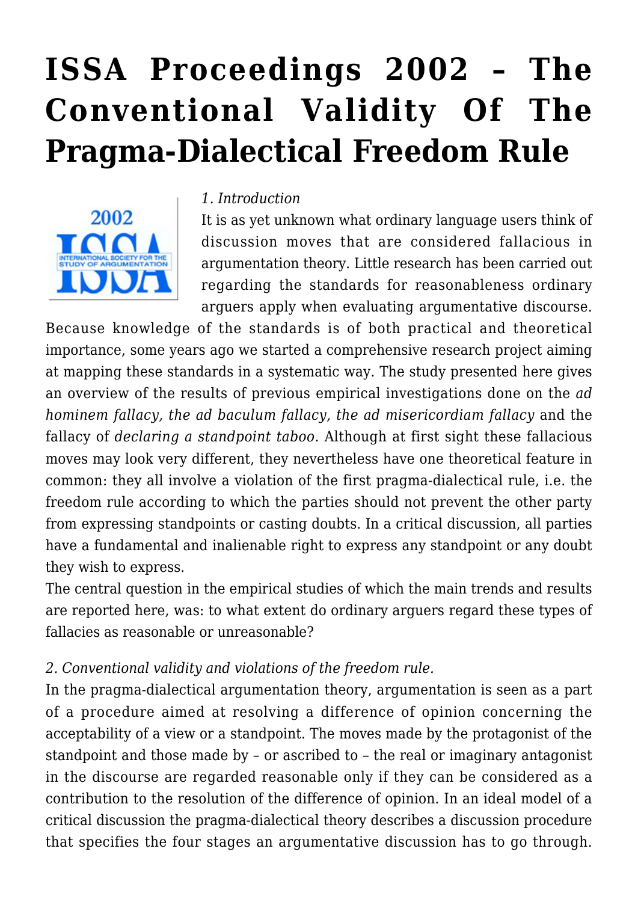# ISSA Proceedings 2002 – The Conventional Validity Of The Pragma-Dialectical Freedom Rule

*1. Introduction*

It is as yet unknown what ordinary language users think of discussion moves that are considered fallacious in argumentation theory. Little research has been carried out regarding the standards for reasonableness ordinary arguers apply when evaluating argumentative discourse. Because knowledge of the standards is of both practical and theoretical importance, some years ago we started a comprehensive research project aiming at mapping these standards in a systematic way. The study presented here gives an overview of the results of previous empirical investigations done on the *ad hominem fallacy, the ad baculum fallacy, the ad misericordiam fallacy* and the fallacy of *declaring a standpoint taboo*. Although at first sight these fallacious moves may look very different, they nevertheless have one theoretical feature in common: they all involve a violation of the first pragma-dialectical rule, i.e. the freedom rule according to which the parties should not prevent the other party from expressing standpoints or casting doubts. In a critical discussion, all parties have a fundamental and inalienable right to express any standpoint or any doubt they wish to express.

The central question in the empirical studies of which the main trends and results are reported here, was: to what extent do ordinary arguers regard these types of fallacies as reasonable or unreasonable?

*2. Conventional validity and violations of the freedom rule.*

In the pragma-dialectical argumentation theory, argumentation is seen as a part of a procedure aimed at resolving a difference of opinion concerning the acceptability of a view or a standpoint. The moves made by the protagonist of the standpoint and those made by – or ascribed to – the real or imaginary antagonist in the discourse are regarded reasonable only if they can be considered as a contribution to the resolution of the difference of opinion. In an ideal model of a critical discussion the pragma-dialectical theory describes a discussion procedure that specifies the four stages an argumentative discussion has to go through.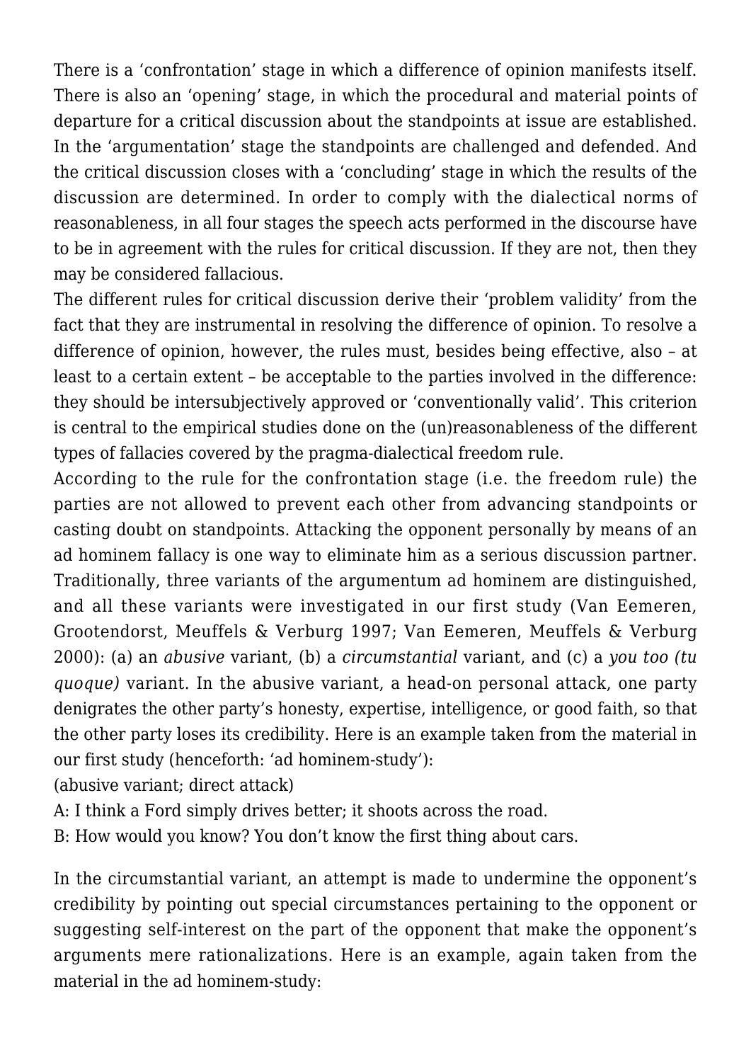There is a 'confrontation' stage in which a difference of opinion manifests itself. There is also an 'opening' stage, in which the procedural and material points of departure for a critical discussion about the standpoints at issue are established. In the 'argumentation' stage the standpoints are challenged and defended. And the critical discussion closes with a 'concluding' stage in which the results of the discussion are determined. In order to comply with the dialectical norms of reasonableness, in all four stages the speech acts performed in the discourse have to be in agreement with the rules for critical discussion. If they are not, then they may be considered fallacious.

The different rules for critical discussion derive their 'problem validity' from the fact that they are instrumental in resolving the difference of opinion. To resolve a difference of opinion, however, the rules must, besides being effective, also – at least to a certain extent – be acceptable to the parties involved in the difference: they should be intersubjectively approved or 'conventionally valid'. This criterion is central to the empirical studies done on the (un)reasonableness of the different types of fallacies covered by the pragma-dialectical freedom rule.

According to the rule for the confrontation stage (i.e. the freedom rule) the parties are not allowed to prevent each other from advancing standpoints or casting doubt on standpoints. Attacking the opponent personally by means of an ad hominem fallacy is one way to eliminate him as a serious discussion partner. Traditionally, three variants of the argumentum ad hominem are distinguished, and all these variants were investigated in our first study (Van Eemeren, Grootendorst, Meuffels & Verburg 1997; Van Eemeren, Meuffels & Verburg 2000): (a) an *abusive* variant, (b) a *circumstantial* variant, and (c) a *you too (tu quoque)* variant. In the abusive variant, a head-on personal attack, one party denigrates the other party's honesty, expertise, intelligence, or good faith, so that the other party loses its credibility. Here is an example taken from the material in our first study (henceforth: 'ad hominem-study'):

(abusive variant; direct attack)

A: I think a Ford simply drives better; it shoots across the road.

B: How would you know? You don't know the first thing about cars.

In the circumstantial variant, an attempt is made to undermine the opponent's credibility by pointing out special circumstances pertaining to the opponent or suggesting self-interest on the part of the opponent that make the opponent's arguments mere rationalizations. Here is an example, again taken from the material in the ad hominem-study: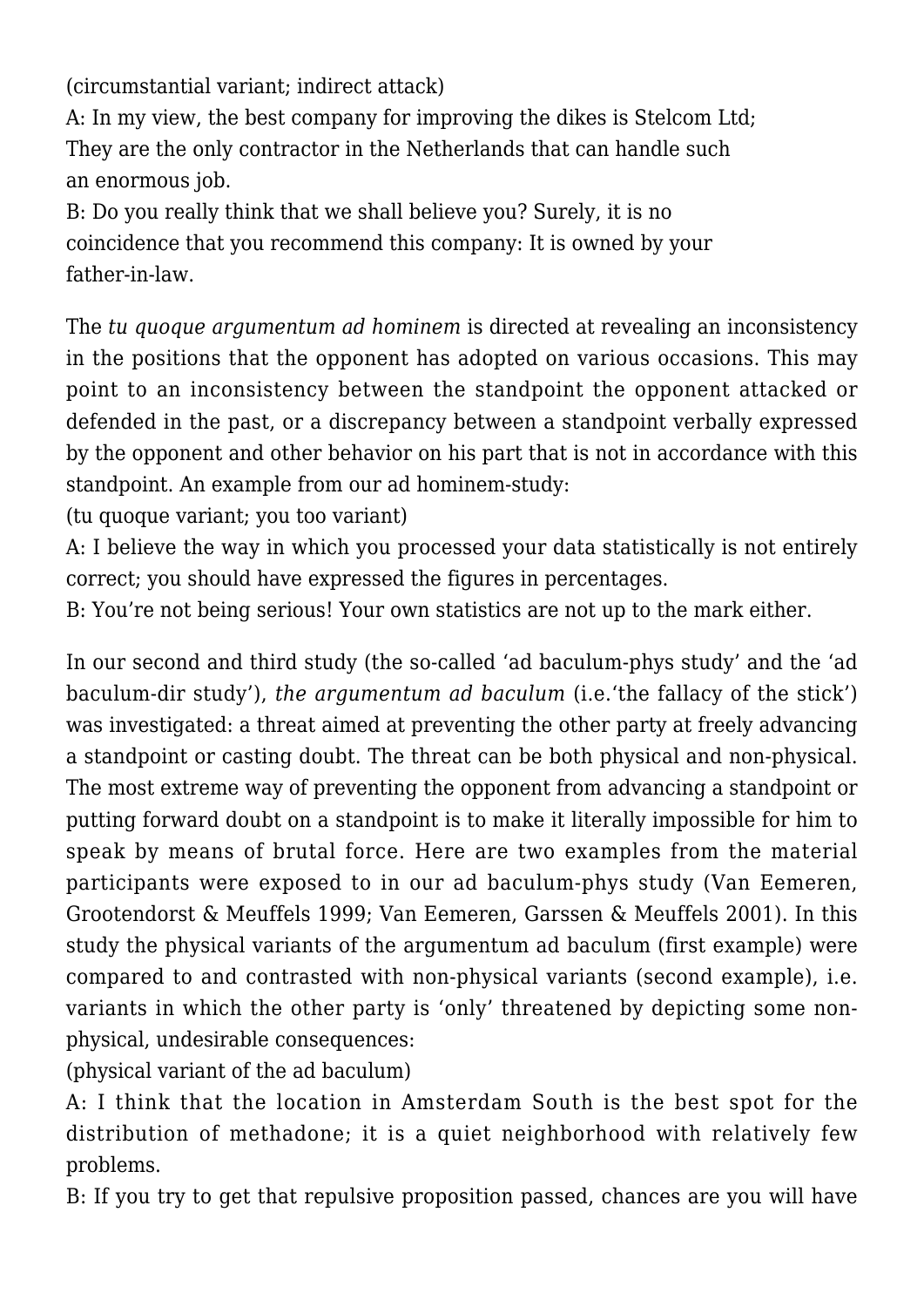(circumstantial variant; indirect attack)

A: In my view, the best company for improving the dikes is Stelcom Ltd; They are the only contractor in the Netherlands that can handle such an enormous job.

B: Do you really think that we shall believe you? Surely, it is no coincidence that you recommend this company: It is owned by your father-in-law.

The *tu quoque argumentum ad hominem* is directed at revealing an inconsistency in the positions that the opponent has adopted on various occasions. This may point to an inconsistency between the standpoint the opponent attacked or defended in the past, or a discrepancy between a standpoint verbally expressed by the opponent and other behavior on his part that is not in accordance with this standpoint. An example from our ad hominem-study:

(tu quoque variant; you too variant)

A: I believe the way in which you processed your data statistically is not entirely correct; you should have expressed the figures in percentages.

B: You're not being serious! Your own statistics are not up to the mark either.

In our second and third study (the so-called 'ad baculum-phys study' and the 'ad baculum-dir study'), *the argumentum ad baculum* (i.e.'the fallacy of the stick') was investigated: a threat aimed at preventing the other party at freely advancing a standpoint or casting doubt. The threat can be both physical and non-physical. The most extreme way of preventing the opponent from advancing a standpoint or putting forward doubt on a standpoint is to make it literally impossible for him to speak by means of brutal force. Here are two examples from the material participants were exposed to in our ad baculum-phys study (Van Eemeren, Grootendorst & Meuffels 1999; Van Eemeren, Garssen & Meuffels 2001). In this study the physical variants of the argumentum ad baculum (first example) were compared to and contrasted with non-physical variants (second example), i.e. variants in which the other party is 'only' threatened by depicting some non-physical, undesirable consequences:

(physical variant of the ad baculum)

A: I think that the location in Amsterdam South is the best spot for the distribution of methadone; it is a quiet neighborhood with relatively few problems.

B: If you try to get that repulsive proposition passed, chances are you will have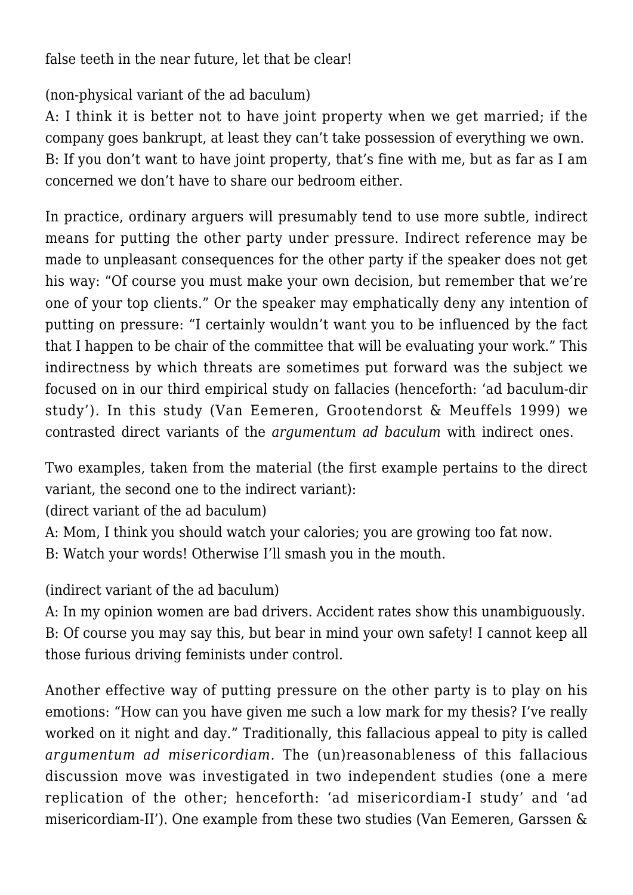false teeth in the near future, let that be clear!

(non-physical variant of the ad baculum)
A: I think it is better not to have joint property when we get married; if the company goes bankrupt, at least they can't take possession of everything we own.
B: If you don't want to have joint property, that's fine with me, but as far as I am concerned we don't have to share our bedroom either.

In practice, ordinary arguers will presumably tend to use more subtle, indirect means for putting the other party under pressure. Indirect reference may be made to unpleasant consequences for the other party if the speaker does not get his way: "Of course you must make your own decision, but remember that we're one of your top clients." Or the speaker may emphatically deny any intention of putting on pressure: "I certainly wouldn't want you to be influenced by the fact that I happen to be chair of the committee that will be evaluating your work." This indirectness by which threats are sometimes put forward was the subject we focused on in our third empirical study on fallacies (henceforth: 'ad baculum-dir study'). In this study (Van Eemeren, Grootendorst & Meuffels 1999) we contrasted direct variants of the *argumentum ad baculum* with indirect ones.

Two examples, taken from the material (the first example pertains to the direct variant, the second one to the indirect variant):
(direct variant of the ad baculum)
A: Mom, I think you should watch your calories; you are growing too fat now.
B: Watch your words! Otherwise I'll smash you in the mouth.

(indirect variant of the ad baculum)
A: In my opinion women are bad drivers. Accident rates show this unambiguously.
B: Of course you may say this, but bear in mind your own safety! I cannot keep all those furious driving feminists under control.

Another effective way of putting pressure on the other party is to play on his emotions: "How can you have given me such a low mark for my thesis? I've really worked on it night and day." Traditionally, this fallacious appeal to pity is called *argumentum ad misericordiam*. The (un)reasonableness of this fallacious discussion move was investigated in two independent studies (one a mere replication of the other; henceforth: 'ad misericordiam-I study' and 'ad misericordiam-II'). One example from these two studies (Van Eemeren, Garssen &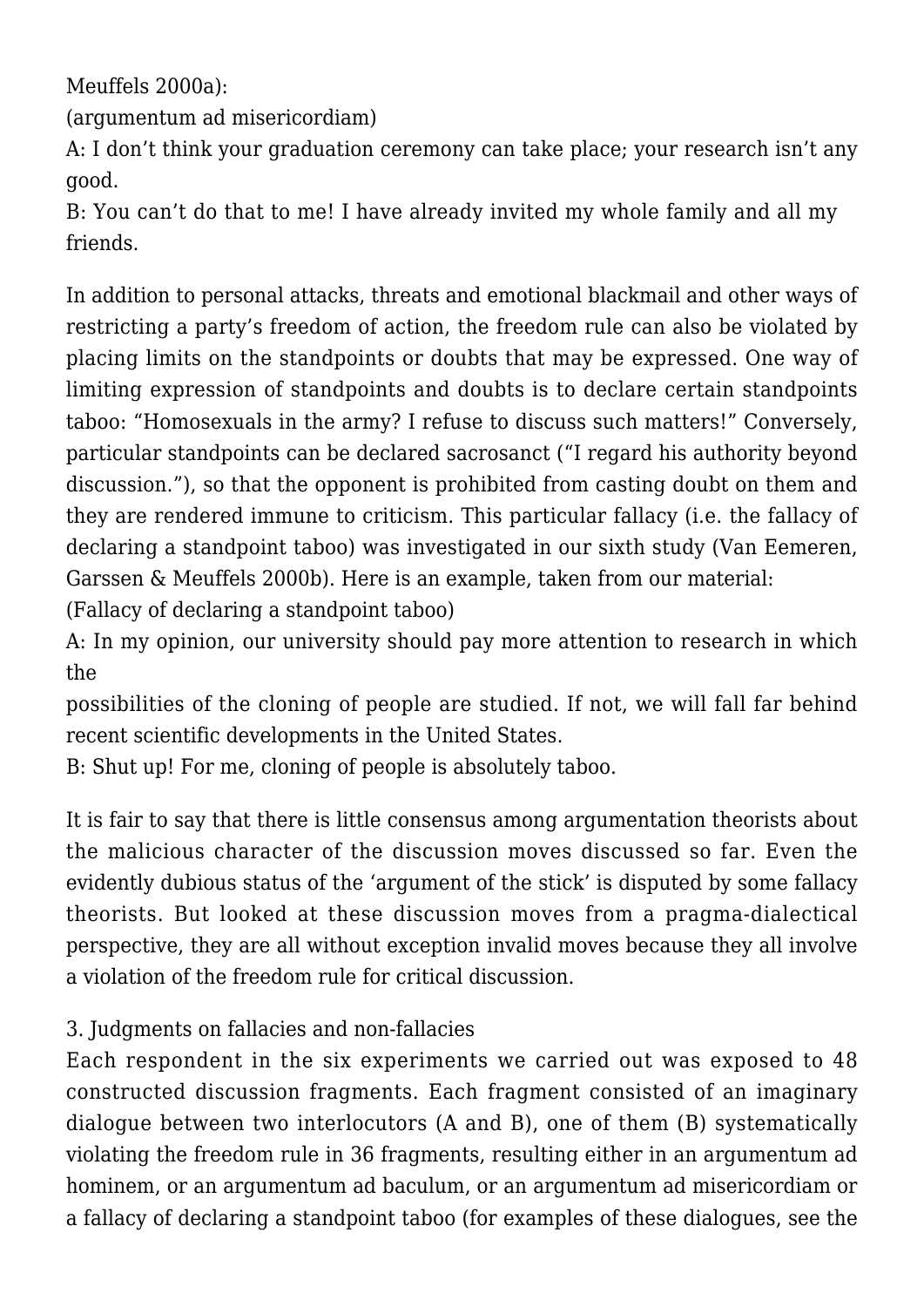Meuffels 2000a):

(argumentum ad misericordiam)

A: I don't think your graduation ceremony can take place; your research isn't any good.

B: You can't do that to me! I have already invited my whole family and all my friends.

In addition to personal attacks, threats and emotional blackmail and other ways of restricting a party's freedom of action, the freedom rule can also be violated by placing limits on the standpoints or doubts that may be expressed. One way of limiting expression of standpoints and doubts is to declare certain standpoints taboo: "Homosexuals in the army? I refuse to discuss such matters!" Conversely, particular standpoints can be declared sacrosanct ("I regard his authority beyond discussion."), so that the opponent is prohibited from casting doubt on them and they are rendered immune to criticism. This particular fallacy (i.e. the fallacy of declaring a standpoint taboo) was investigated in our sixth study (Van Eemeren, Garssen & Meuffels 2000b). Here is an example, taken from our material:

(Fallacy of declaring a standpoint taboo)

A: In my opinion, our university should pay more attention to research in which the possibilities of the cloning of people are studied. If not, we will fall far behind recent scientific developments in the United States.

B: Shut up! For me, cloning of people is absolutely taboo.

It is fair to say that there is little consensus among argumentation theorists about the malicious character of the discussion moves discussed so far. Even the evidently dubious status of the 'argument of the stick' is disputed by some fallacy theorists. But looked at these discussion moves from a pragma-dialectical perspective, they are all without exception invalid moves because they all involve a violation of the freedom rule for critical discussion.

## 3. Judgments on fallacies and non-fallacies

Each respondent in the six experiments we carried out was exposed to 48 constructed discussion fragments. Each fragment consisted of an imaginary dialogue between two interlocutors (A and B), one of them (B) systematically violating the freedom rule in 36 fragments, resulting either in an argumentum ad hominem, or an argumentum ad baculum, or an argumentum ad misericordiam or a fallacy of declaring a standpoint taboo (for examples of these dialogues, see the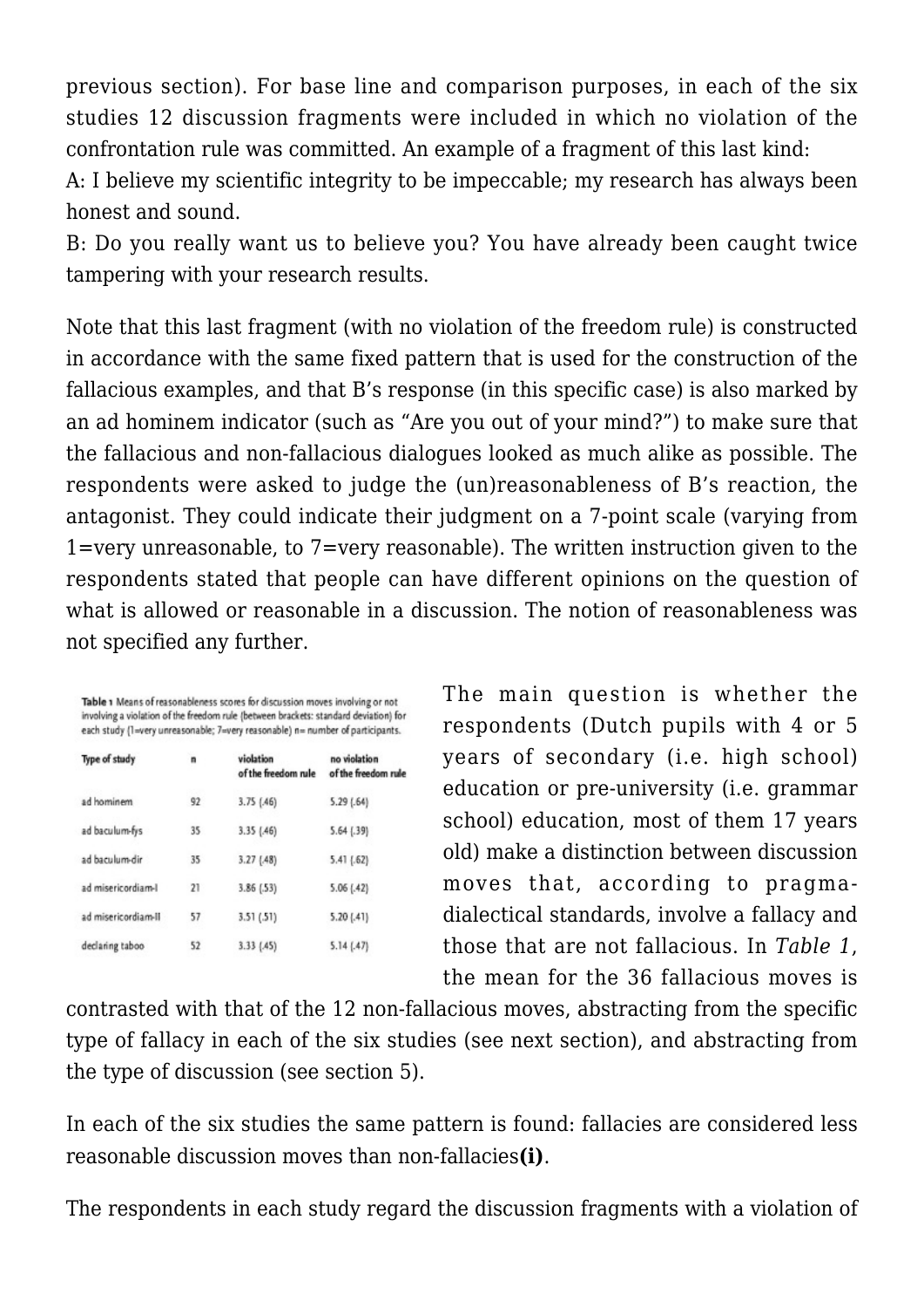previous section). For base line and comparison purposes, in each of the six studies 12 discussion fragments were included in which no violation of the confrontation rule was committed. An example of a fragment of this last kind:

A: I believe my scientific integrity to be impeccable; my research has always been honest and sound.

B: Do you really want us to believe you? You have already been caught twice tampering with your research results.

Note that this last fragment (with no violation of the freedom rule) is constructed in accordance with the same fixed pattern that is used for the construction of the fallacious examples, and that B's response (in this specific case) is also marked by an ad hominem indicator (such as "Are you out of your mind?") to make sure that the fallacious and non-fallacious dialogues looked as much alike as possible. The respondents were asked to judge the (un)reasonableness of B's reaction, the antagonist. They could indicate their judgment on a 7-point scale (varying from 1=very unreasonable, to 7=very reasonable). The written instruction given to the respondents stated that people can have different opinions on the question of what is allowed or reasonable in a discussion. The notion of reasonableness was not specified any further.

**Table 1** Means of reasonableness scores for discussion moves involving or not involving a violation of the freedom rule (between brackets: standard deviation) for each study (1=very unreasonable; 7=very reasonable) n= number of participants.

| Type of study | n | violation of the freedom rule | no violation of the freedom rule |
|---|---|---|---|
| ad hominem | 92 | 3.75 (.46) | 5.29 (.64) |
| ad baculum-fys | 35 | 3.35 (.46) | 5.64 (.39) |
| ad baculum-dir | 35 | 3.27 (.48) | 5.41 (.62) |
| ad misericordiam-I | 21 | 3.86 (.53) | 5.06 (.42) |
| ad misericordiam-II | 57 | 3.51 (.51) | 5.20 (.41) |
| declaring taboo | 52 | 3.33 (.45) | 5.14 (.47) |

The main question is whether the respondents (Dutch pupils with 4 or 5 years of secondary (i.e. high school) education or pre-university (i.e. grammar school) education, most of them 17 years old) make a distinction between discussion moves that, according to pragma-dialectical standards, involve a fallacy and those that are not fallacious. In *Table 1*, the mean for the 36 fallacious moves is contrasted with that of the 12 non-fallacious moves, abstracting from the specific type of fallacy in each of the six studies (see next section), and abstracting from the type of discussion (see section 5).

In each of the six studies the same pattern is found: fallacies are considered less reasonable discussion moves than non-fallacies**(i)**.

The respondents in each study regard the discussion fragments with a violation of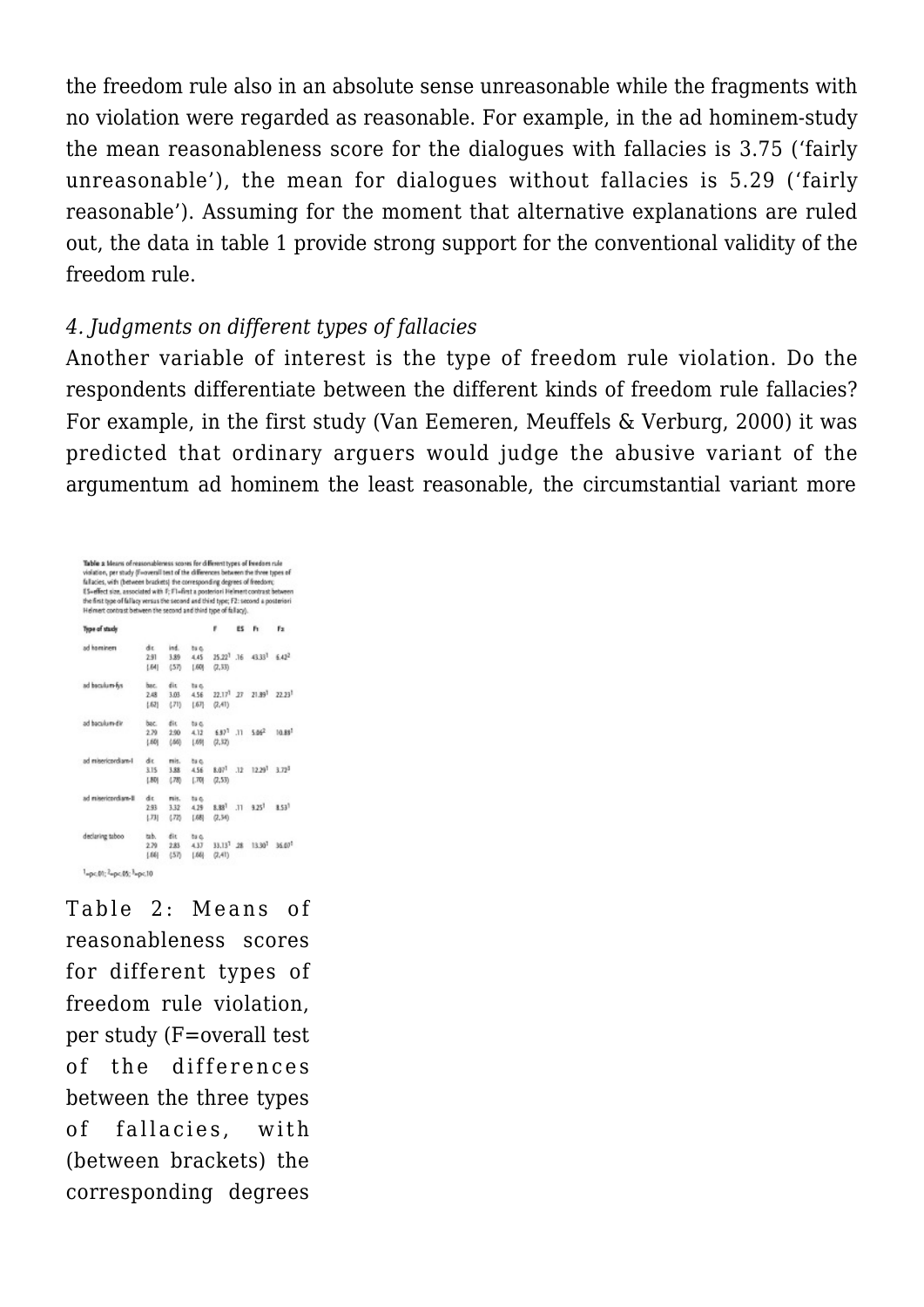the freedom rule also in an absolute sense unreasonable while the fragments with no violation were regarded as reasonable. For example, in the ad hominem-study the mean reasonableness score for the dialogues with fallacies is 3.75 ('fairly unreasonable'), the mean for dialogues without fallacies is 5.29 ('fairly reasonable'). Assuming for the moment that alternative explanations are ruled out, the data in table 1 provide strong support for the conventional validity of the freedom rule.

### *4. Judgments on different types of fallacies*

Another variable of interest is the type of freedom rule violation. Do the respondents differentiate between the different kinds of freedom rule fallacies? For example, in the first study (Van Eemeren, Meuffels & Verburg, 2000) it was predicted that ordinary arguers would judge the abusive variant of the argumentum ad hominem the least reasonable, the circumstantial variant more

**Table 2:** Means of reasonableness scores for different types of freedom rule violation, per study (F=overall test of the differences between the three types of fallacies, with (between brackets) the corresponding degrees of freedom; ES=effect size, associated with F; F1=first a posteriori Helmert contrast between the first type of fallacy versus the second and third type; F2: second a posteriori Helmert contrast between the second and third type of fallacy).

| Type of study | | | | F | ES | F1 | F2 |
|---|---|---|---|---|---|---|---|
| ad hominem | dir. | ind. | tu q. | | | | |
| | 2.91 | 3.89 | 4.45 | $25.22^{1}$ | .16 | $43.33^{1}$ | $6.42^{2}$ |
| | (.64) | (.57) | (.60) | (2,33) | | | |
| ad baculum-fys | bac. | dir. | tu q. | | | | |
| | 2.48 | 3.03 | 4.56 | $22.17^{1}$ | .27 | $21.89^{1}$ | $22.23^{1}$ |
| | (.62) | (.71) | (.67) | (2,41) | | | |
| ad baculum-dir | bac. | dir. | tu q. | | | | |
| | 2.79 | 2.90 | 4.12 | $6.97^{1}$ | .11 | $5.06^{2}$ | $10.88^{1}$ |
| | (.60) | (.66) | (.69) | (2,32) | | | |
| ad misericordiam-I | dir. | mis. | tu q. | | | | |
| | 3.15 | 3.88 | 4.56 | $8.07^{1}$ | .12 | $12.29^{1}$ | $3.72^{3}$ |
| | (.80) | (.78) | (.70) | (2,53) | | | |
| ad misericordiam-II | dir. | mis. | tu q. | | | | |
| | 2.93 | 3.32 | 4.29 | $8.88^{1}$ | .11 | $9.25^{1}$ | $8.53^{1}$ |
| | (.73) | (.72) | (.68) | (2,54) | | | |
| declaring taboo | tab. | dir. | tu q. | | | | |
| | 2.79 | 2.83 | 4.37 | $33.13^{1}$ | .28 | $13.30^{1}$ | $36.07^{1}$ |
| | (.66) | (.57) | (.66) | (2,41) | | | |

$^{1}$=p<.01; $^{2}$=p<.05; $^{3}$=p<.10

Table 2: Means of reasonableness scores for different types of freedom rule violation, per study (F=overall test of the differences between the three types of fallacies, with (between brackets) the corresponding degrees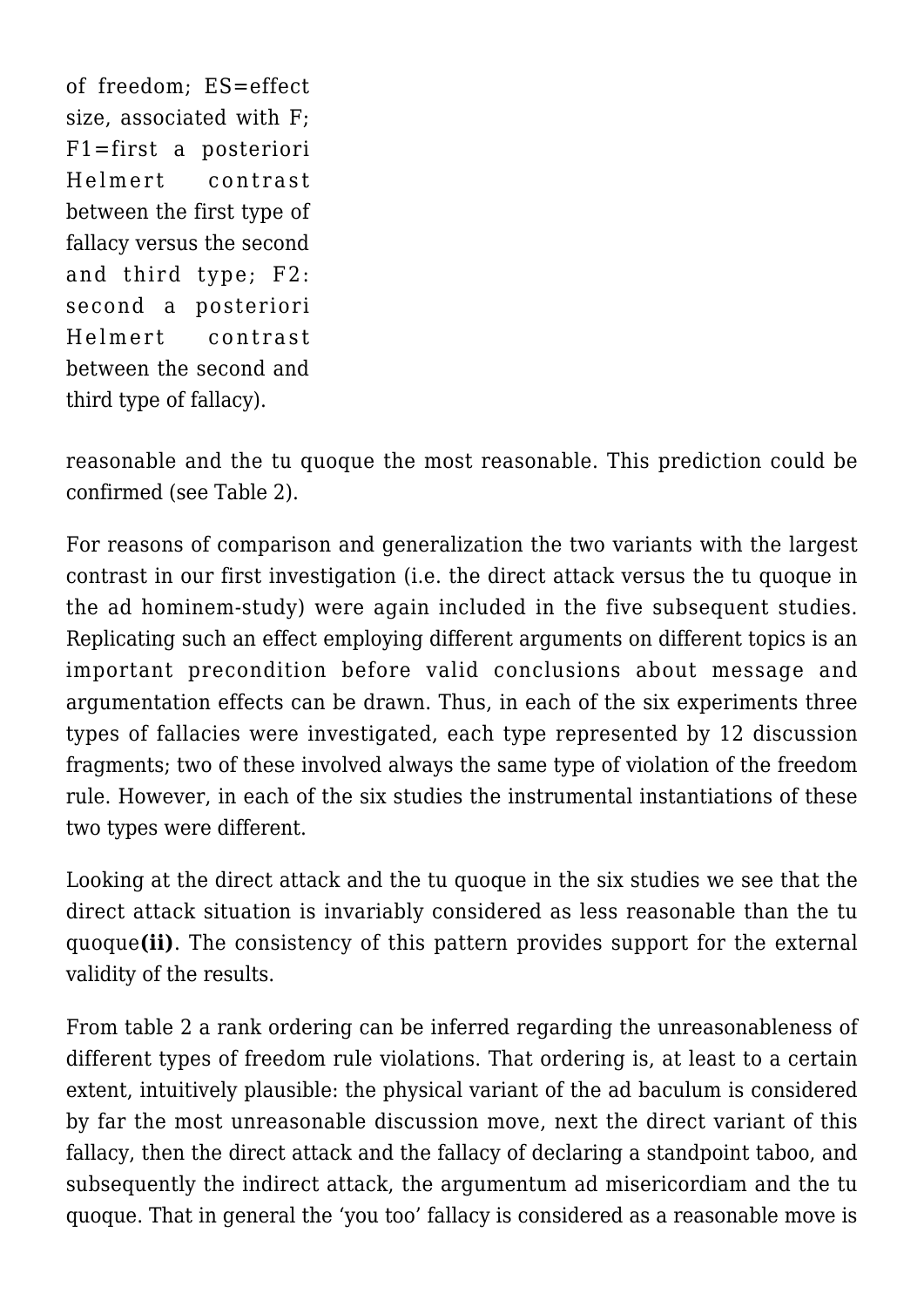of freedom; ES=effect size, associated with F; F1=first a posteriori Helmert contrast between the first type of fallacy versus the second and third type; F2: second a posteriori Helmert contrast between the second and third type of fallacy).

reasonable and the tu quoque the most reasonable. This prediction could be confirmed (see Table 2).

For reasons of comparison and generalization the two variants with the largest contrast in our first investigation (i.e. the direct attack versus the tu quoque in the ad hominem-study) were again included in the five subsequent studies. Replicating such an effect employing different arguments on different topics is an important precondition before valid conclusions about message and argumentation effects can be drawn. Thus, in each of the six experiments three types of fallacies were investigated, each type represented by 12 discussion fragments; two of these involved always the same type of violation of the freedom rule. However, in each of the six studies the instrumental instantiations of these two types were different.

Looking at the direct attack and the tu quoque in the six studies we see that the direct attack situation is invariably considered as less reasonable than the tu quoque**(ii)**. The consistency of this pattern provides support for the external validity of the results.

From table 2 a rank ordering can be inferred regarding the unreasonableness of different types of freedom rule violations. That ordering is, at least to a certain extent, intuitively plausible: the physical variant of the ad baculum is considered by far the most unreasonable discussion move, next the direct variant of this fallacy, then the direct attack and the fallacy of declaring a standpoint taboo, and subsequently the indirect attack, the argumentum ad misericordiam and the tu quoque. That in general the 'you too' fallacy is considered as a reasonable move is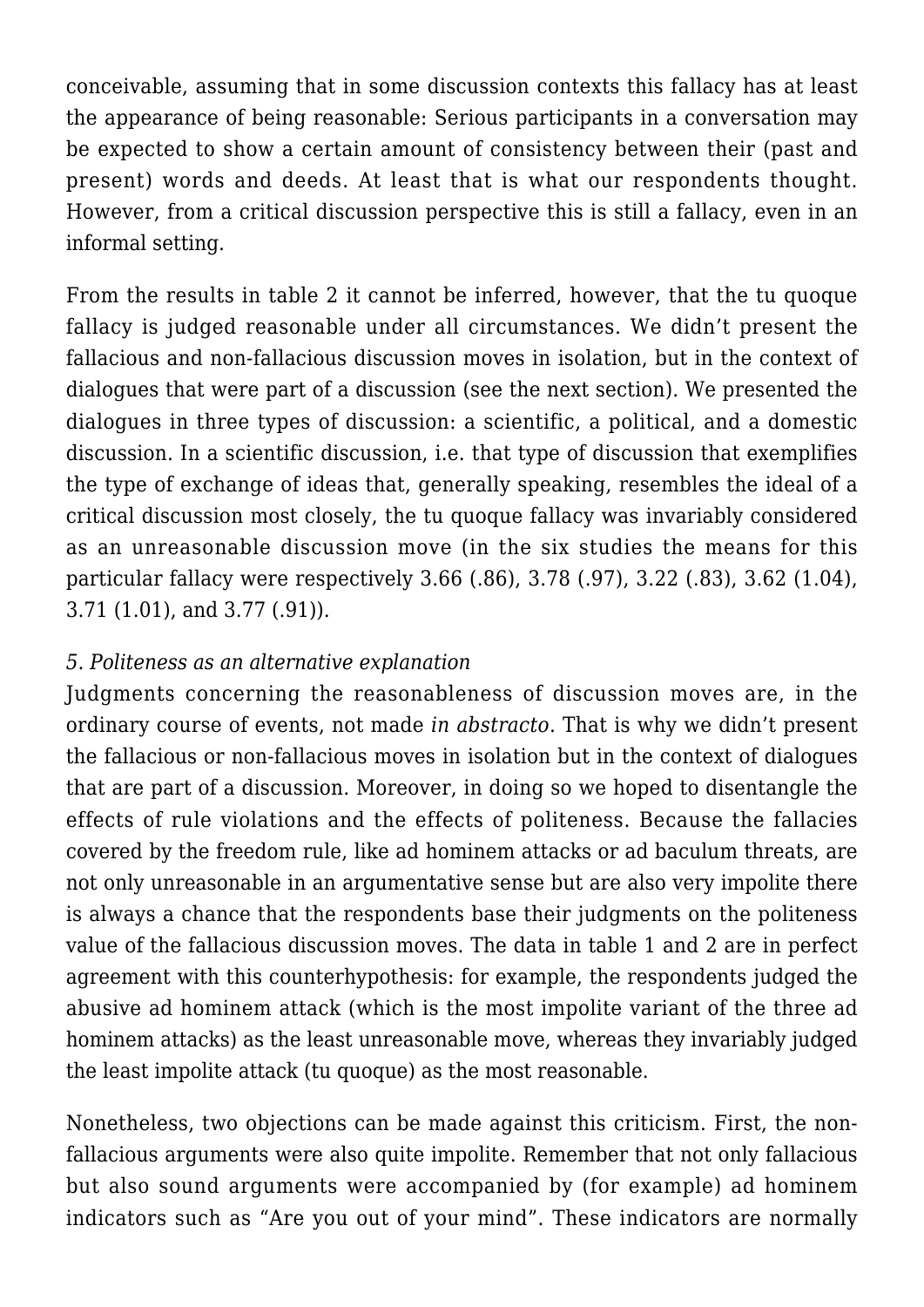conceivable, assuming that in some discussion contexts this fallacy has at least the appearance of being reasonable: Serious participants in a conversation may be expected to show a certain amount of consistency between their (past and present) words and deeds. At least that is what our respondents thought. However, from a critical discussion perspective this is still a fallacy, even in an informal setting.

From the results in table 2 it cannot be inferred, however, that the tu quoque fallacy is judged reasonable under all circumstances. We didn't present the fallacious and non-fallacious discussion moves in isolation, but in the context of dialogues that were part of a discussion (see the next section). We presented the dialogues in three types of discussion: a scientific, a political, and a domestic discussion. In a scientific discussion, i.e. that type of discussion that exemplifies the type of exchange of ideas that, generally speaking, resembles the ideal of a critical discussion most closely, the tu quoque fallacy was invariably considered as an unreasonable discussion move (in the six studies the means for this particular fallacy were respectively 3.66 (.86), 3.78 (.97), 3.22 (.83), 3.62 (1.04), 3.71 (1.01), and 3.77 (.91)).

*5. Politeness as an alternative explanation*

Judgments concerning the reasonableness of discussion moves are, in the ordinary course of events, not made *in abstracto*. That is why we didn't present the fallacious or non-fallacious moves in isolation but in the context of dialogues that are part of a discussion. Moreover, in doing so we hoped to disentangle the effects of rule violations and the effects of politeness. Because the fallacies covered by the freedom rule, like ad hominem attacks or ad baculum threats, are not only unreasonable in an argumentative sense but are also very impolite there is always a chance that the respondents base their judgments on the politeness value of the fallacious discussion moves. The data in table 1 and 2 are in perfect agreement with this counterhypothesis: for example, the respondents judged the abusive ad hominem attack (which is the most impolite variant of the three ad hominem attacks) as the least unreasonable move, whereas they invariably judged the least impolite attack (tu quoque) as the most reasonable.

Nonetheless, two objections can be made against this criticism. First, the non-fallacious arguments were also quite impolite. Remember that not only fallacious but also sound arguments were accompanied by (for example) ad hominem indicators such as "Are you out of your mind". These indicators are normally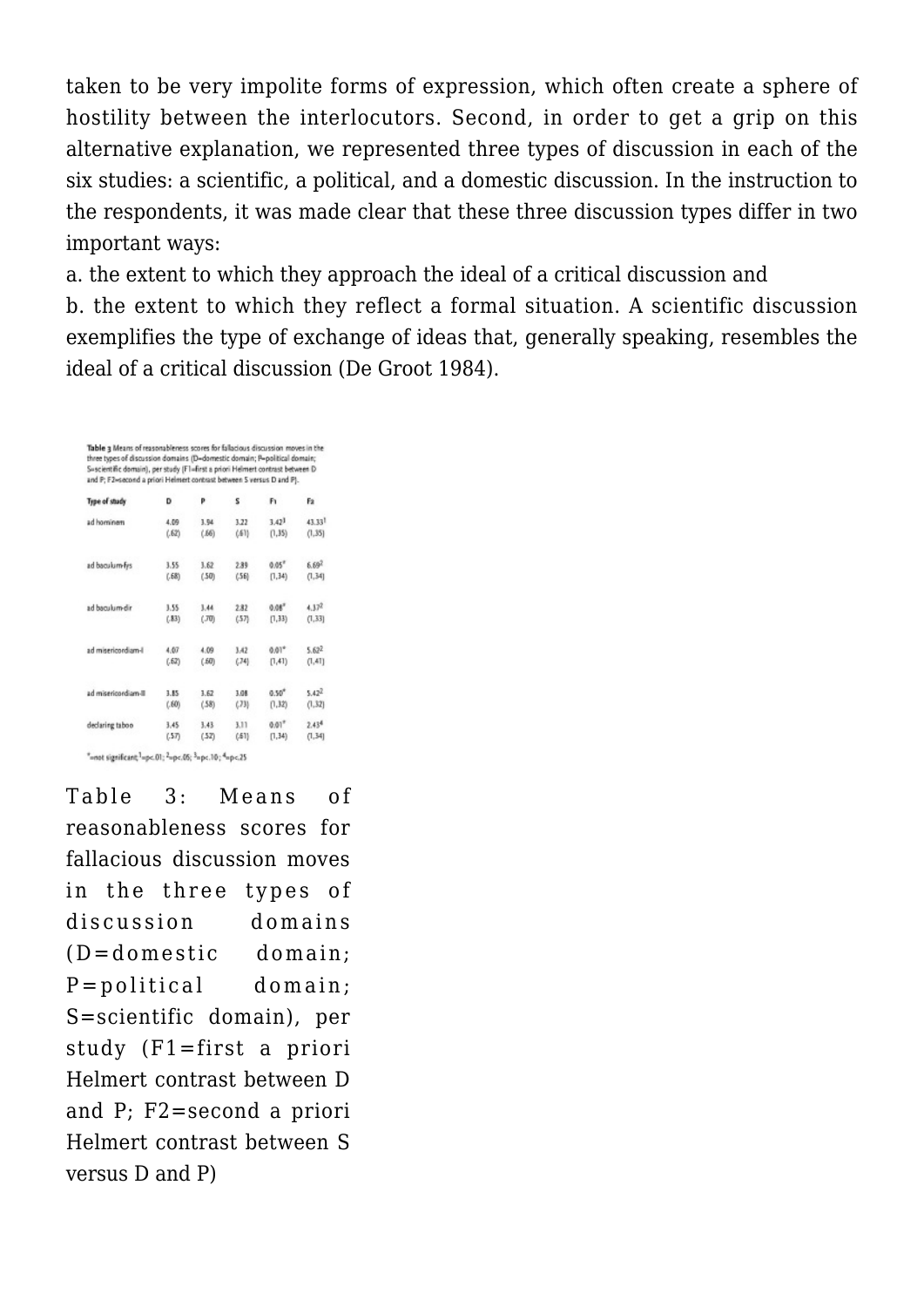taken to be very impolite forms of expression, which often create a sphere of hostility between the interlocutors. Second, in order to get a grip on this alternative explanation, we represented three types of discussion in each of the six studies: a scientific, a political, and a domestic discussion. In the instruction to the respondents, it was made clear that these three discussion types differ in two important ways:

a. the extent to which they approach the ideal of a critical discussion and

b. the extent to which they reflect a formal situation. A scientific discussion exemplifies the type of exchange of ideas that, generally speaking, resembles the ideal of a critical discussion (De Groot 1984).

**Table 3** Means of reasonableness scores for fallacious discussion moves in the three types of discussion domains (D=domestic domain; P=political domain; S=scientific domain), per study (F1=first a priori Helmert contrast between D and P; F2=second a priori Helmert contrast between S versus D and P).

| Type of study | D | P | S | F1 | F2 |
|---|---|---|---|---|---|
| ad hominem | 4.09 (.62) | 3.94 (.66) | 3.22 (.61) | 3.42[3] (1,35) | 43.33[1] (1,35) |
| ad baculum-fys | 3.55 (.68) | 3.62 (.50) | 2.89 (.56) | 0.05* (1,34) | 6.69[2] (1,34) |
| ad baculum-dir | 3.55 (.83) | 3.44 (.70) | 2.82 (.57) | 0.08* (1,33) | 4.37[2] (1,33) |
| ad misericordiam-I | 4.07 (.62) | 4.09 (.60) | 3.42 (.74) | 0.01* (1,41) | 5.62[2] (1,41) |
| ad misericordiam-II | 3.85 (.60) | 3.62 (.58) | 3.08 (.73) | 0.50* (1,32) | 5.42[2] (1,32) |
| declaring taboo | 3.45 (.57) | 3.43 (.52) | 3.11 (.61) | 0.01* (1,34) | 2.43[4] (1,34) |

*=not significant; [1]=p<.01; [2]=p<.05; [3]=p<.10; [4]=p<.25

Table 3: Means of reasonableness scores for fallacious discussion moves in the three types of discussion domains (D=domestic domain; P=political domain; S=scientific domain), per study (F1=first a priori Helmert contrast between D and P; F2=second a priori Helmert contrast between S versus D and P)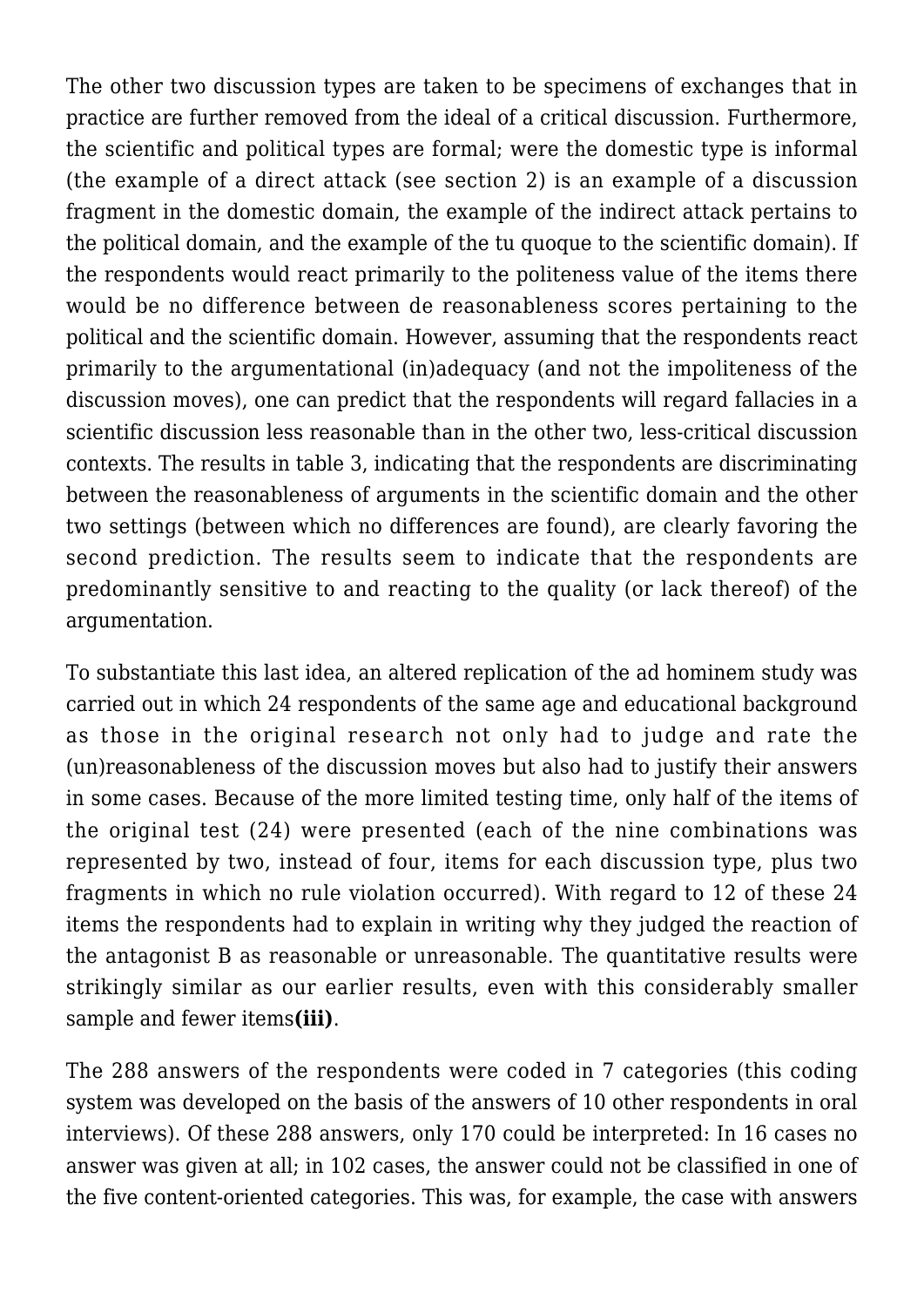The other two discussion types are taken to be specimens of exchanges that in practice are further removed from the ideal of a critical discussion. Furthermore, the scientific and political types are formal; were the domestic type is informal (the example of a direct attack (see section 2) is an example of a discussion fragment in the domestic domain, the example of the indirect attack pertains to the political domain, and the example of the tu quoque to the scientific domain). If the respondents would react primarily to the politeness value of the items there would be no difference between de reasonableness scores pertaining to the political and the scientific domain. However, assuming that the respondents react primarily to the argumentational (in)adequacy (and not the impoliteness of the discussion moves), one can predict that the respondents will regard fallacies in a scientific discussion less reasonable than in the other two, less-critical discussion contexts. The results in table 3, indicating that the respondents are discriminating between the reasonableness of arguments in the scientific domain and the other two settings (between which no differences are found), are clearly favoring the second prediction. The results seem to indicate that the respondents are predominantly sensitive to and reacting to the quality (or lack thereof) of the argumentation.

To substantiate this last idea, an altered replication of the ad hominem study was carried out in which 24 respondents of the same age and educational background as those in the original research not only had to judge and rate the (un)reasonableness of the discussion moves but also had to justify their answers in some cases. Because of the more limited testing time, only half of the items of the original test (24) were presented (each of the nine combinations was represented by two, instead of four, items for each discussion type, plus two fragments in which no rule violation occurred). With regard to 12 of these 24 items the respondents had to explain in writing why they judged the reaction of the antagonist B as reasonable or unreasonable. The quantitative results were strikingly similar as our earlier results, even with this considerably smaller sample and fewer items**(iii)**.

The 288 answers of the respondents were coded in 7 categories (this coding system was developed on the basis of the answers of 10 other respondents in oral interviews). Of these 288 answers, only 170 could be interpreted: In 16 cases no answer was given at all; in 102 cases, the answer could not be classified in one of the five content-oriented categories. This was, for example, the case with answers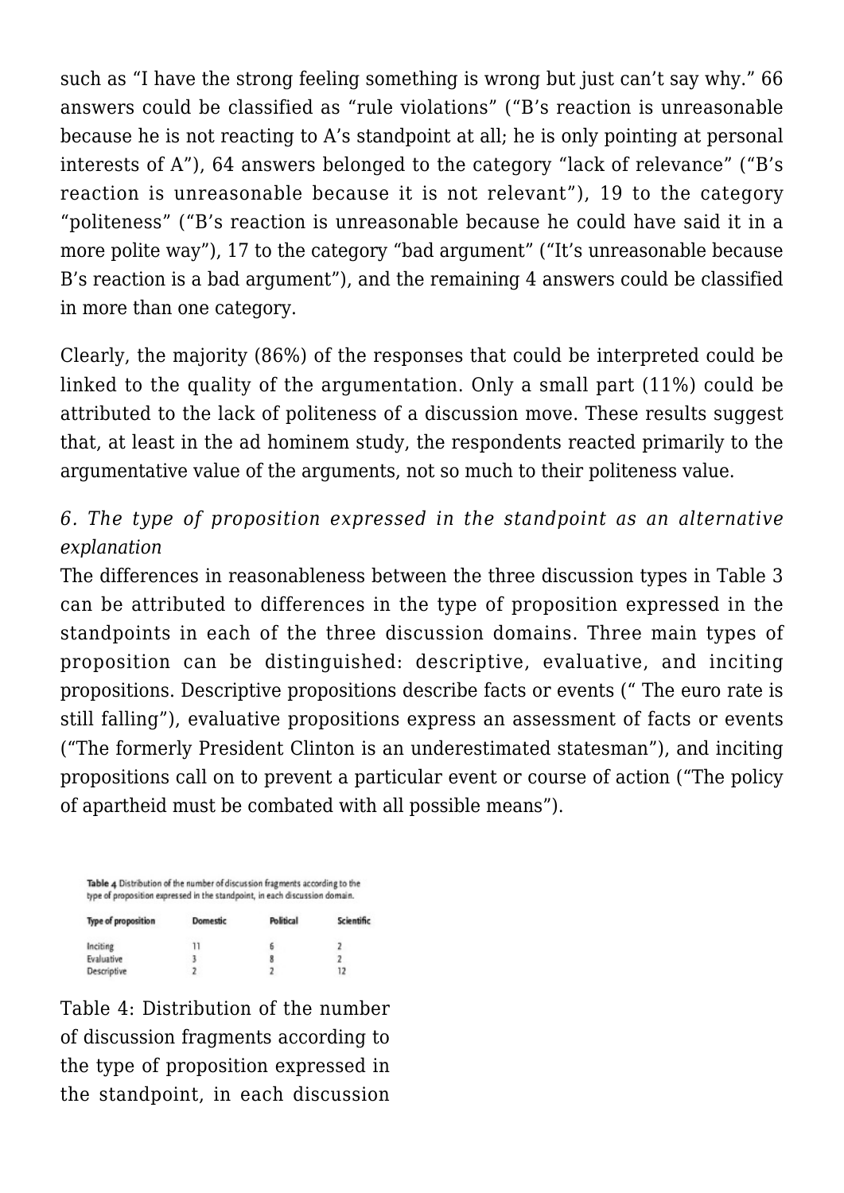such as “I have the strong feeling something is wrong but just can’t say why.” 66 answers could be classified as “rule violations” (“B’s reaction is unreasonable because he is not reacting to A’s standpoint at all; he is only pointing at personal interests of A”), 64 answers belonged to the category “lack of relevance” (“B’s reaction is unreasonable because it is not relevant”), 19 to the category “politeness” (“B’s reaction is unreasonable because he could have said it in a more polite way”), 17 to the category “bad argument” (“It’s unreasonable because B’s reaction is a bad argument”), and the remaining 4 answers could be classified in more than one category.

Clearly, the majority (86%) of the responses that could be interpreted could be linked to the quality of the argumentation. Only a small part (11%) could be attributed to the lack of politeness of a discussion move. These results suggest that, at least in the ad hominem study, the respondents reacted primarily to the argumentative value of the arguments, not so much to their politeness value.

*6. The type of proposition expressed in the standpoint as an alternative explanation*

The differences in reasonableness between the three discussion types in Table 3 can be attributed to differences in the type of proposition expressed in the standpoints in each of the three discussion domains. Three main types of proposition can be distinguished: descriptive, evaluative, and inciting propositions. Descriptive propositions describe facts or events (“ The euro rate is still falling”), evaluative propositions express an assessment of facts or events (“The formerly President Clinton is an underestimated statesman”), and inciting propositions call on to prevent a particular event or course of action (“The policy of apartheid must be combated with all possible means”).

**Table 4** Distribution of the number of discussion fragments according to the type of proposition expressed in the standpoint, in each discussion domain.

| Type of proposition | Domestic | Political | Scientific |
|---|---|---|---|
| Inciting | 11 | 6 | 2 |
| Evaluative | 3 | 8 | 2 |
| Descriptive | 2 | 2 | 12 |

Table 4: Distribution of the number of discussion fragments according to the type of proposition expressed in the standpoint, in each discussion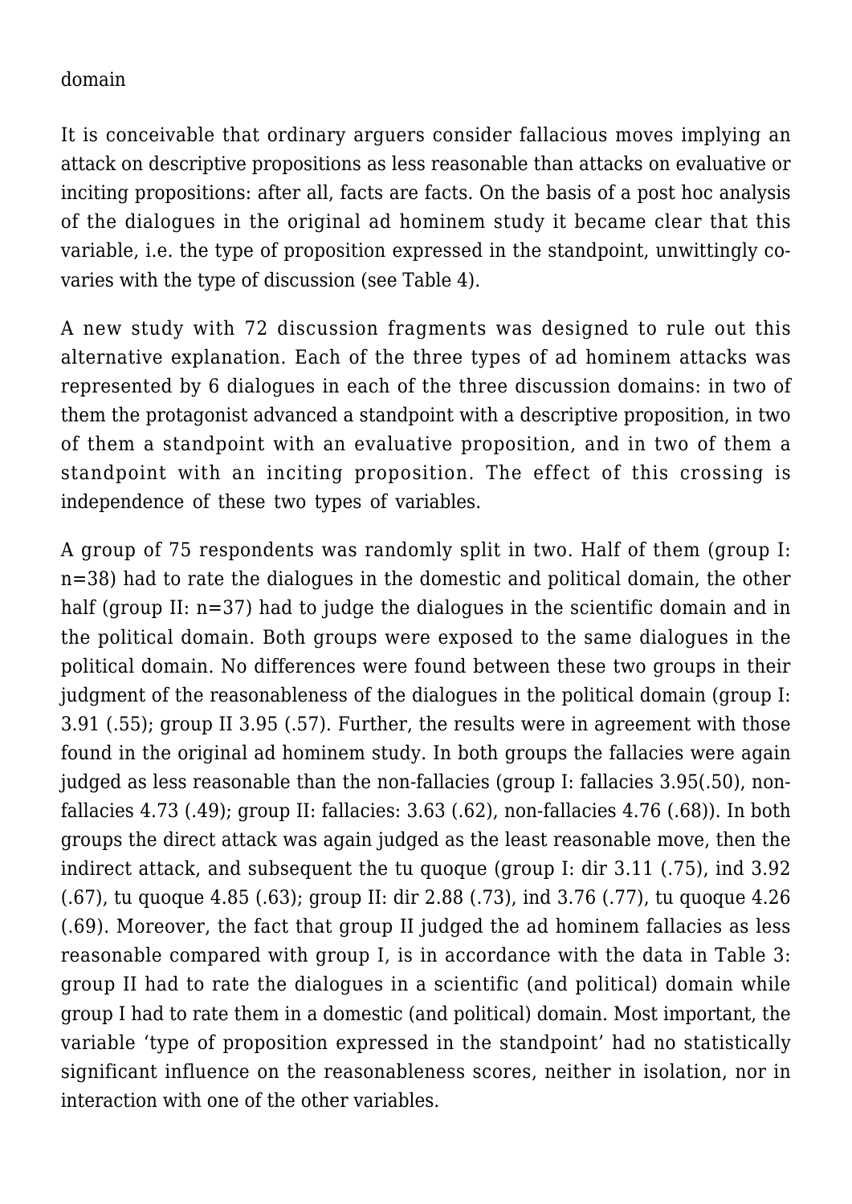domain

It is conceivable that ordinary arguers consider fallacious moves implying an attack on descriptive propositions as less reasonable than attacks on evaluative or inciting propositions: after all, facts are facts. On the basis of a post hoc analysis of the dialogues in the original ad hominem study it became clear that this variable, i.e. the type of proposition expressed in the standpoint, unwittingly co-varies with the type of discussion (see Table 4).

A new study with 72 discussion fragments was designed to rule out this alternative explanation. Each of the three types of ad hominem attacks was represented by 6 dialogues in each of the three discussion domains: in two of them the protagonist advanced a standpoint with a descriptive proposition, in two of them a standpoint with an evaluative proposition, and in two of them a standpoint with an inciting proposition. The effect of this crossing is independence of these two types of variables.

A group of 75 respondents was randomly split in two. Half of them (group I: n=38) had to rate the dialogues in the domestic and political domain, the other half (group II: n=37) had to judge the dialogues in the scientific domain and in the political domain. Both groups were exposed to the same dialogues in the political domain. No differences were found between these two groups in their judgment of the reasonableness of the dialogues in the political domain (group I: 3.91 (.55); group II 3.95 (.57). Further, the results were in agreement with those found in the original ad hominem study. In both groups the fallacies were again judged as less reasonable than the non-fallacies (group I: fallacies 3.95(.50), non-fallacies 4.73 (.49); group II: fallacies: 3.63 (.62), non-fallacies 4.76 (.68)). In both groups the direct attack was again judged as the least reasonable move, then the indirect attack, and subsequent the tu quoque (group I: dir 3.11 (.75), ind 3.92 (.67), tu quoque 4.85 (.63); group II: dir 2.88 (.73), ind 3.76 (.77), tu quoque 4.26 (.69). Moreover, the fact that group II judged the ad hominem fallacies as less reasonable compared with group I, is in accordance with the data in Table 3: group II had to rate the dialogues in a scientific (and political) domain while group I had to rate them in a domestic (and political) domain. Most important, the variable 'type of proposition expressed in the standpoint' had no statistically significant influence on the reasonableness scores, neither in isolation, nor in interaction with one of the other variables.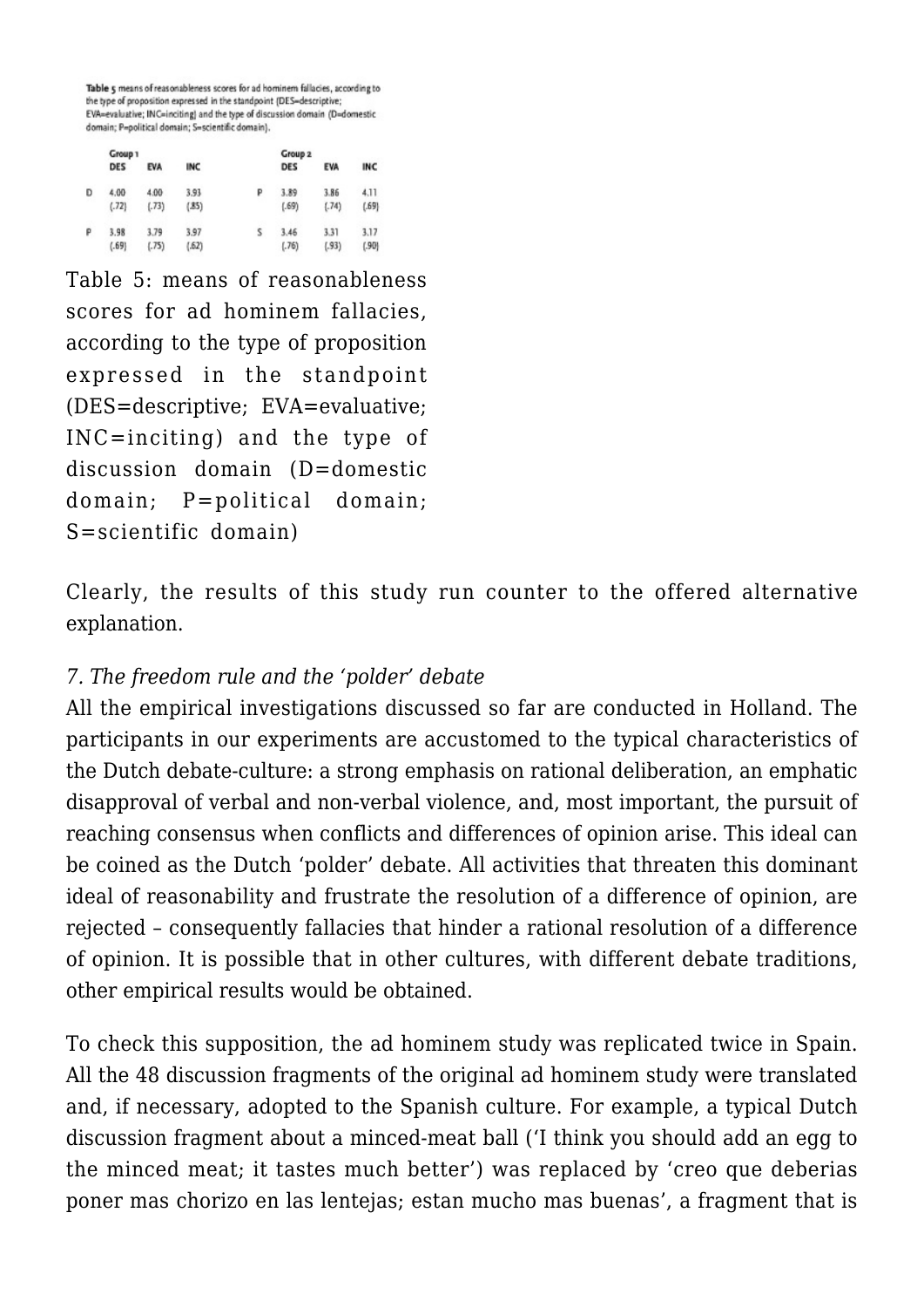**Table 5** means of reasonableness scores for ad hominem fallacies, according to the type of proposition expressed in the standpoint (DES=descriptive; EVA=evaluative; INC=inciting) and the type of discussion domain (D=domestic domain; P=political domain; S=scientific domain).

| | Group 1 | | | | Group 2 | | |
|---|---|---|---|---|---|---|---|
| | DES | EVA | INC | | DES | EVA | INC |
| D | 4.00 (.72) | 4.00 (.73) | 3.93 (.85) | P | 3.89 (.69) | 3.86 (.74) | 4.11 (.69) |
| P | 3.98 (.69) | 3.79 (.75) | 3.97 (.62) | S | 3.46 (.76) | 3.31 (.93) | 3.17 (.90) |

Table 5: means of reasonableness scores for ad hominem fallacies, according to the type of proposition expressed in the standpoint (DES=descriptive; EVA=evaluative; INC=inciting) and the type of discussion domain (D=domestic domain; P=political domain; S=scientific domain)

Clearly, the results of this study run counter to the offered alternative explanation.

*7. The freedom rule and the 'polder' debate*

All the empirical investigations discussed so far are conducted in Holland. The participants in our experiments are accustomed to the typical characteristics of the Dutch debate-culture: a strong emphasis on rational deliberation, an emphatic disapproval of verbal and non-verbal violence, and, most important, the pursuit of reaching consensus when conflicts and differences of opinion arise. This ideal can be coined as the Dutch 'polder' debate. All activities that threaten this dominant ideal of reasonability and frustrate the resolution of a difference of opinion, are rejected – consequently fallacies that hinder a rational resolution of a difference of opinion. It is possible that in other cultures, with different debate traditions, other empirical results would be obtained.

To check this supposition, the ad hominem study was replicated twice in Spain. All the 48 discussion fragments of the original ad hominem study were translated and, if necessary, adopted to the Spanish culture. For example, a typical Dutch discussion fragment about a minced-meat ball ('I think you should add an egg to the minced meat; it tastes much better') was replaced by 'creo que deberias poner mas chorizo en las lentejas; estan mucho mas buenas', a fragment that is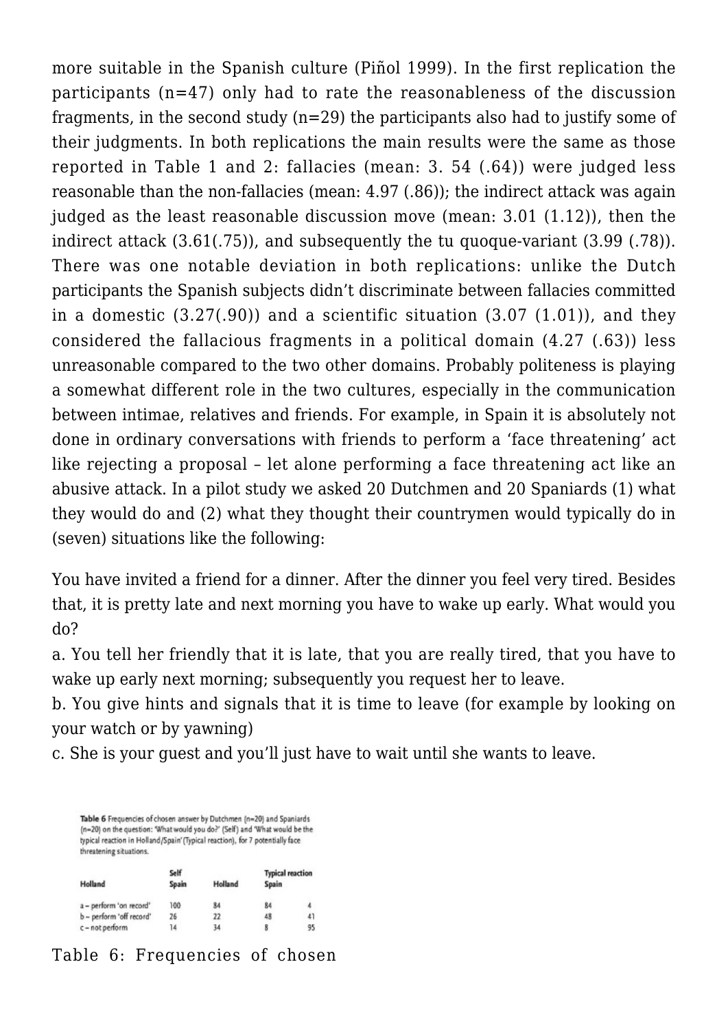more suitable in the Spanish culture (Piñol 1999). In the first replication the participants (n=47) only had to rate the reasonableness of the discussion fragments, in the second study (n=29) the participants also had to justify some of their judgments. In both replications the main results were the same as those reported in Table 1 and 2: fallacies (mean: 3. 54 (.64)) were judged less reasonable than the non-fallacies (mean: 4.97 (.86)); the indirect attack was again judged as the least reasonable discussion move (mean: 3.01 (1.12)), then the indirect attack (3.61(.75)), and subsequently the tu quoque-variant (3.99 (.78)). There was one notable deviation in both replications: unlike the Dutch participants the Spanish subjects didn't discriminate between fallacies committed in a domestic (3.27(.90)) and a scientific situation (3.07 (1.01)), and they considered the fallacious fragments in a political domain (4.27 (.63)) less unreasonable compared to the two other domains. Probably politeness is playing a somewhat different role in the two cultures, especially in the communication between intimae, relatives and friends. For example, in Spain it is absolutely not done in ordinary conversations with friends to perform a 'face threatening' act like rejecting a proposal – let alone performing a face threatening act like an abusive attack. In a pilot study we asked 20 Dutchmen and 20 Spaniards (1) what they would do and (2) what they thought their countrymen would typically do in (seven) situations like the following:

You have invited a friend for a dinner. After the dinner you feel very tired. Besides that, it is pretty late and next morning you have to wake up early. What would you do?
a. You tell her friendly that it is late, that you are really tired, that you have to wake up early next morning; subsequently you request her to leave.
b. You give hints and signals that it is time to leave (for example by looking on your watch or by yawning)
c. She is your guest and you'll just have to wait until she wants to leave.

**Table 6** Frequencies of chosen answer by Dutchmen (n=20) and Spaniards (n=20) on the question: 'What would you do?' (Self) and 'What would be the typical reaction in Holland/Spain' (Typical reaction), for 7 potentially face threatening situations.

| | Self | | Typical reaction | |
|---|---|---|---|---|
| Holland | Spain | Holland | Spain | |
| a – perform 'on record' | 100 | 84 | 84 | 4 |
| b – perform 'off record' | 26 | 22 | 48 | 41 |
| c – not perform | 14 | 34 | 8 | 95 |

Table 6: Frequencies of chosen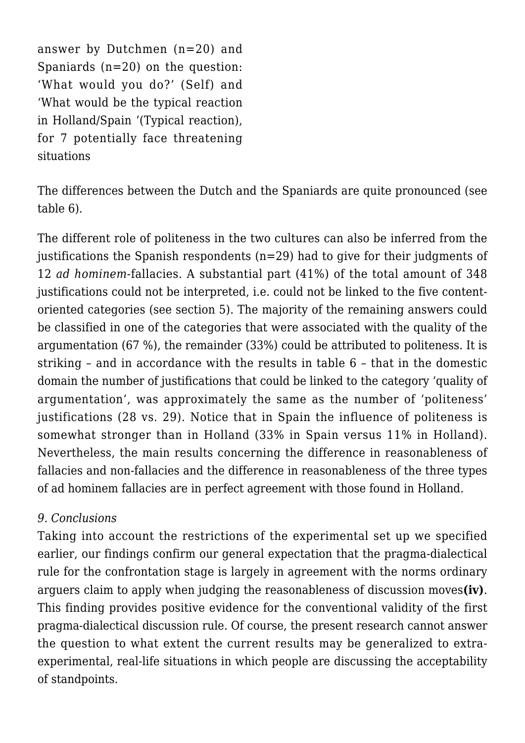answer by Dutchmen (n=20) and Spaniards (n=20) on the question: 'What would you do?' (Self) and 'What would be the typical reaction in Holland/Spain '(Typical reaction), for 7 potentially face threatening situations

The differences between the Dutch and the Spaniards are quite pronounced (see table 6).

The different role of politeness in the two cultures can also be inferred from the justifications the Spanish respondents (n=29) had to give for their judgments of 12 *ad hominem*-fallacies. A substantial part (41%) of the total amount of 348 justifications could not be interpreted, i.e. could not be linked to the five content-oriented categories (see section 5). The majority of the remaining answers could be classified in one of the categories that were associated with the quality of the argumentation (67 %), the remainder (33%) could be attributed to politeness. It is striking – and in accordance with the results in table 6 – that in the domestic domain the number of justifications that could be linked to the category 'quality of argumentation', was approximately the same as the number of 'politeness' justifications (28 vs. 29). Notice that in Spain the influence of politeness is somewhat stronger than in Holland (33% in Spain versus 11% in Holland). Nevertheless, the main results concerning the difference in reasonableness of fallacies and non-fallacies and the difference in reasonableness of the three types of ad hominem fallacies are in perfect agreement with those found in Holland.

### *9. Conclusions*

Taking into account the restrictions of the experimental set up we specified earlier, our findings confirm our general expectation that the pragma-dialectical rule for the confrontation stage is largely in agreement with the norms ordinary arguers claim to apply when judging the reasonableness of discussion moves**(iv)**. This finding provides positive evidence for the conventional validity of the first pragma-dialectical discussion rule. Of course, the present research cannot answer the question to what extent the current results may be generalized to extra-experimental, real-life situations in which people are discussing the acceptability of standpoints.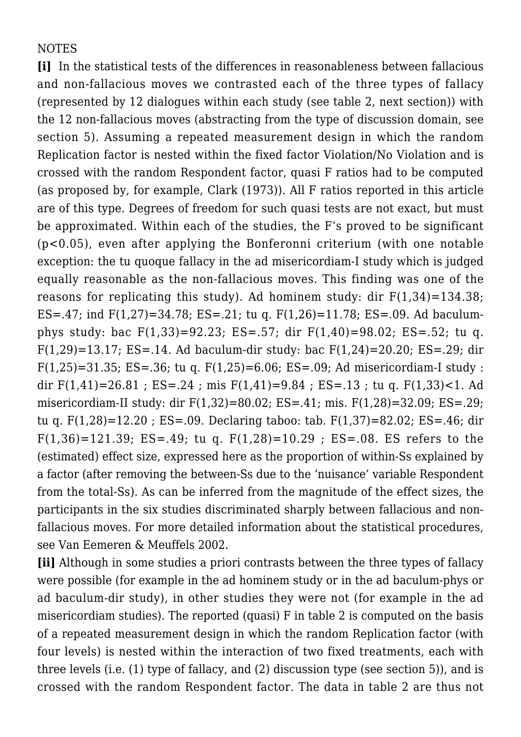NOTES

**[i]** In the statistical tests of the differences in reasonableness between fallacious and non-fallacious moves we contrasted each of the three types of fallacy (represented by 12 dialogues within each study (see table 2, next section)) with the 12 non-fallacious moves (abstracting from the type of discussion domain, see section 5). Assuming a repeated measurement design in which the random Replication factor is nested within the fixed factor Violation/No Violation and is crossed with the random Respondent factor, quasi F ratios had to be computed (as proposed by, for example, Clark (1973)). All F ratios reported in this article are of this type. Degrees of freedom for such quasi tests are not exact, but must be approximated. Within each of the studies, the F's proved to be significant ($p<0.05$), even after applying the Bonferonni criterium (with one notable exception: the tu quoque fallacy in the ad misericordiam-I study which is judged equally reasonable as the non-fallacious moves. This finding was one of the reasons for replicating this study). Ad hominem study: dir $F(1,34)=134.38$; ES=.47; ind $F(1,27)=34.78$; ES=.21; tu q. $F(1,26)=11.78$; ES=.09. Ad baculum-phys study: bac $F(1,33)=92.23$; ES=.57; dir $F(1,40)=98.02$; ES=.52; tu q. $F(1,29)=13.17$; ES=.14. Ad baculum-dir study: bac $F(1,24)=20.20$; ES=.29; dir $F(1,25)=31.35$; ES=.36; tu q. $F(1,25)=6.06$; ES=.09; Ad misericordiam-I study : dir $F(1,41)=26.81$ ; ES=.24 ; mis $F(1,41)=9.84$ ; ES=.13 ; tu q. $F(1,33)<1$. Ad misericordiam-II study: dir $F(1,32)=80.02$; ES=.41; mis. $F(1,28)=32.09$; ES=.29; tu q. $F(1,28)=12.20$ ; ES=.09. Declaring taboo: tab. $F(1,37)=82.02$; ES=.46; dir $F(1,36)=121.39$; ES=.49; tu q. $F(1,28)=10.29$ ; ES=.08. ES refers to the (estimated) effect size, expressed here as the proportion of within-Ss explained by a factor (after removing the between-Ss due to the 'nuisance' variable Respondent from the total-Ss). As can be inferred from the magnitude of the effect sizes, the participants in the six studies discriminated sharply between fallacious and non-fallacious moves. For more detailed information about the statistical procedures, see Van Eemeren & Meuffels 2002.

**[ii]** Although in some studies a priori contrasts between the three types of fallacy were possible (for example in the ad hominem study or in the ad baculum-phys or ad baculum-dir study), in other studies they were not (for example in the ad misericordiam studies). The reported (quasi) F in table 2 is computed on the basis of a repeated measurement design in which the random Replication factor (with four levels) is nested within the interaction of two fixed treatments, each with three levels (i.e. (1) type of fallacy, and (2) discussion type (see section 5)), and is crossed with the random Respondent factor. The data in table 2 are thus not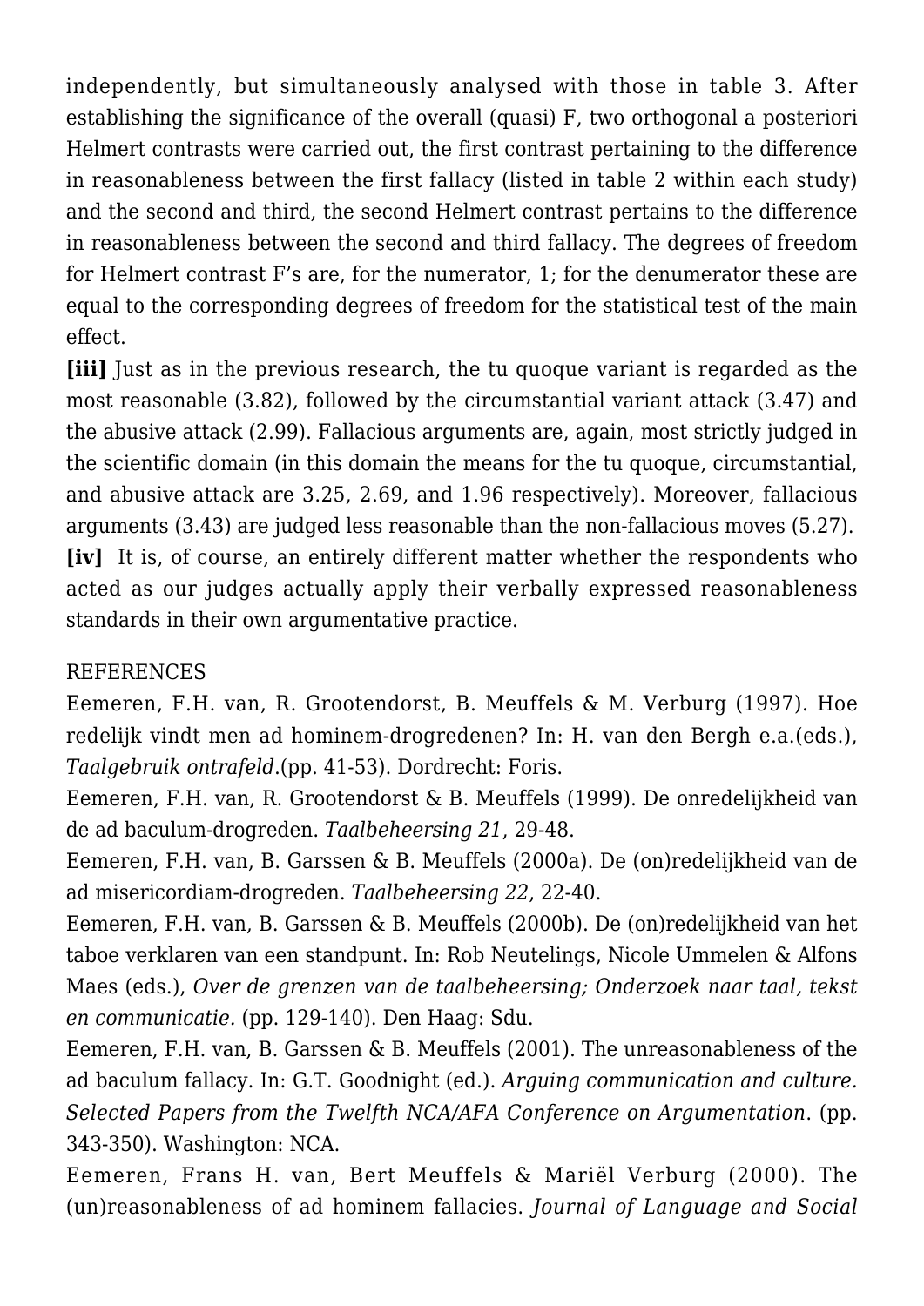independently, but simultaneously analysed with those in table 3. After establishing the significance of the overall (quasi) F, two orthogonal a posteriori Helmert contrasts were carried out, the first contrast pertaining to the difference in reasonableness between the first fallacy (listed in table 2 within each study) and the second and third, the second Helmert contrast pertains to the difference in reasonableness between the second and third fallacy. The degrees of freedom for Helmert contrast F's are, for the numerator, 1; for the denumerator these are equal to the corresponding degrees of freedom for the statistical test of the main effect.

**[iii]** Just as in the previous research, the tu quoque variant is regarded as the most reasonable (3.82), followed by the circumstantial variant attack (3.47) and the abusive attack (2.99). Fallacious arguments are, again, most strictly judged in the scientific domain (in this domain the means for the tu quoque, circumstantial, and abusive attack are 3.25, 2.69, and 1.96 respectively). Moreover, fallacious arguments (3.43) are judged less reasonable than the non-fallacious moves (5.27).

**[iv]** It is, of course, an entirely different matter whether the respondents who acted as our judges actually apply their verbally expressed reasonableness standards in their own argumentative practice.

REFERENCES

Eemeren, F.H. van, R. Grootendorst, B. Meuffels & M. Verburg (1997). Hoe redelijk vindt men ad hominem-drogredenen? In: H. van den Bergh e.a.(eds.), *Taalgebruik ontrafeld*.(pp. 41-53). Dordrecht: Foris.

Eemeren, F.H. van, R. Grootendorst & B. Meuffels (1999). De onredelijkheid van de ad baculum-drogreden. *Taalbeheersing 21*, 29-48.

Eemeren, F.H. van, B. Garssen & B. Meuffels (2000a). De (on)redelijkheid van de ad misericordiam-drogreden. *Taalbeheersing 22*, 22-40.

Eemeren, F.H. van, B. Garssen & B. Meuffels (2000b). De (on)redelijkheid van het taboe verklaren van een standpunt. In: Rob Neutelings, Nicole Ummelen & Alfons Maes (eds.), *Over de grenzen van de taalbeheersing; Onderzoek naar taal, tekst en communicatie.* (pp. 129-140). Den Haag: Sdu.

Eemeren, F.H. van, B. Garssen & B. Meuffels (2001). The unreasonableness of the ad baculum fallacy. In: G.T. Goodnight (ed.). *Arguing communication and culture. Selected Papers from the Twelfth NCA/AFA Conference on Argumentation*. (pp. 343-350). Washington: NCA.

Eemeren, Frans H. van, Bert Meuffels & Mariël Verburg (2000). The (un)reasonableness of ad hominem fallacies. *Journal of Language and Social*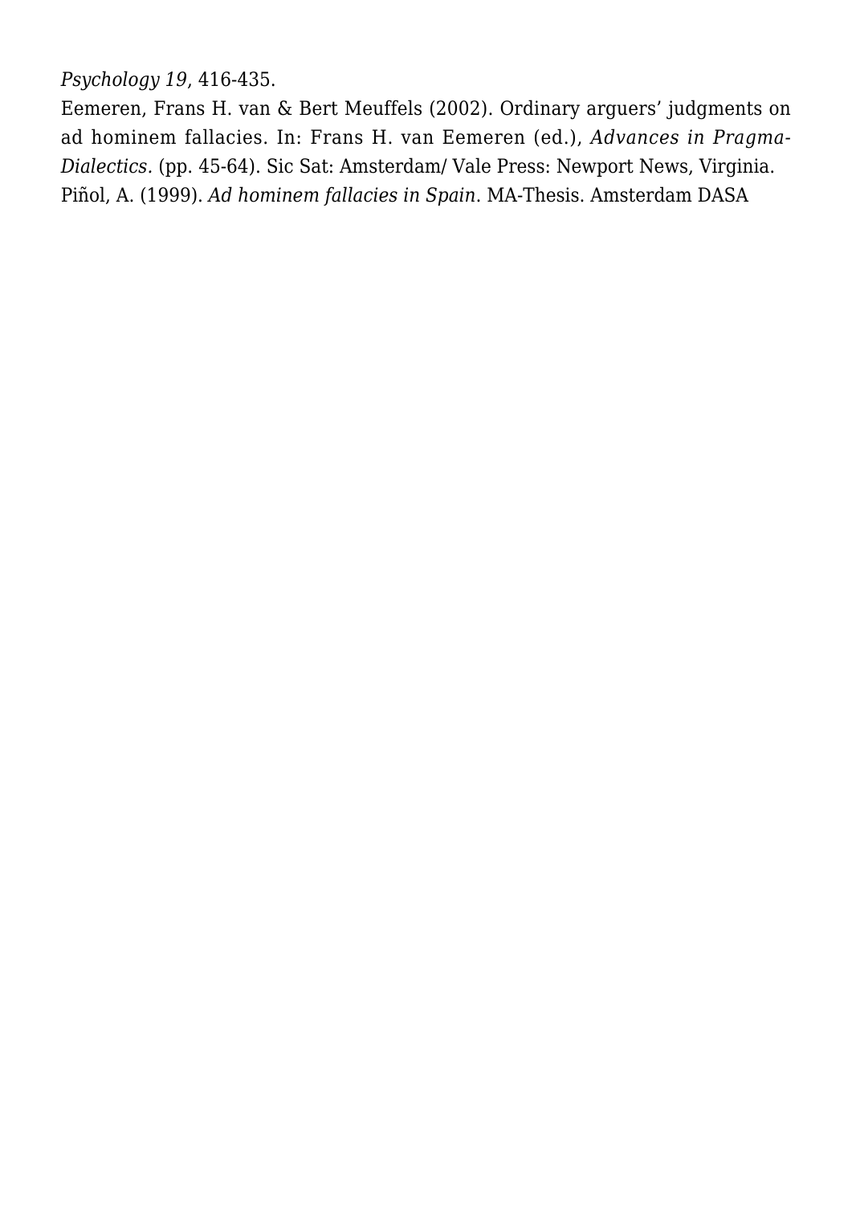*Psychology 19*, 416-435.

Eemeren, Frans H. van & Bert Meuffels (2002). Ordinary arguers' judgments on ad hominem fallacies. In: Frans H. van Eemeren (ed.), *Advances in Pragma-Dialectics.* (pp. 45-64). Sic Sat: Amsterdam/ Vale Press: Newport News, Virginia.

Piñol, A. (1999). *Ad hominem fallacies in Spain*. MA-Thesis. Amsterdam DASA